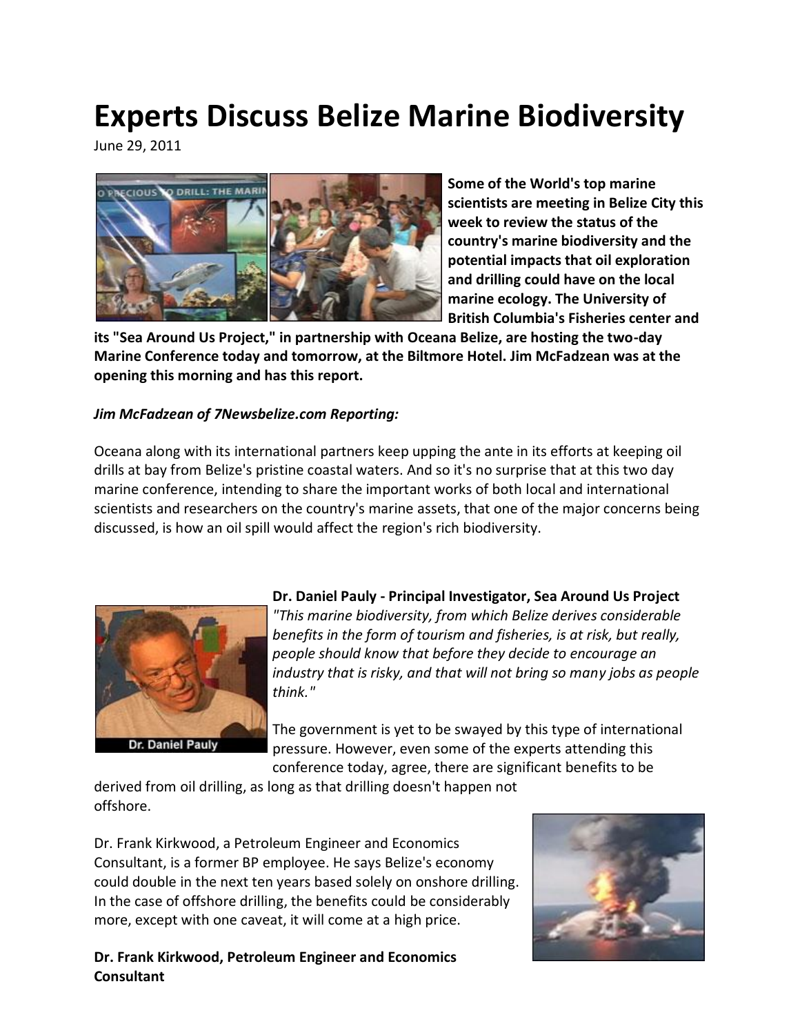# Experts Discuss Belize Marine Biodiversity

June 29, 2011

**Some of the World's top marine scientists are meeting in Belize City this week to review the status of the country's marine biodiversity and the potential impacts that oil exploration and drilling could have on the local marine ecology. The University of British Columbia's Fisheries center and its "Sea Around Us Project," in partnership with Oceana Belize, are hosting the two-day Marine Conference today and tomorrow, at the Biltmore Hotel. Jim McFadzean was at the opening this morning and has this report.**

***Jim McFadzean of 7Newsbelize.com Reporting:***

Oceana along with its international partners keep upping the ante in its efforts at keeping oil drills at bay from Belize's pristine coastal waters. And so it's no surprise that at this two day marine conference, intending to share the important works of both local and international scientists and researchers on the country's marine assets, that one of the major concerns being discussed, is how an oil spill would affect the region's rich biodiversity.

**Dr. Daniel Pauly - Principal Investigator, Sea Around Us Project**

*"This marine biodiversity, from which Belize derives considerable benefits in the form of tourism and fisheries, is at risk, but really, people should know that before they decide to encourage an industry that is risky, and that will not bring so many jobs as people think."*

The government is yet to be swayed by this type of international pressure. However, even some of the experts attending this conference today, agree, there are significant benefits to be derived from oil drilling, as long as that drilling doesn't happen not offshore.

Dr. Frank Kirkwood, a Petroleum Engineer and Economics Consultant, is a former BP employee. He says Belize's economy could double in the next ten years based solely on onshore drilling. In the case of offshore drilling, the benefits could be considerably more, except with one caveat, it will come at a high price.

**Dr. Frank Kirkwood, Petroleum Engineer and Economics Consultant**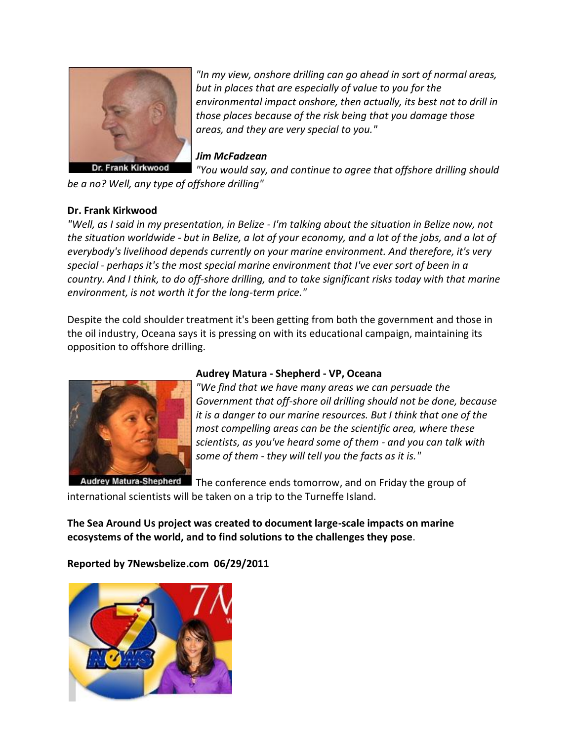*"In my view, onshore drilling can go ahead in sort of normal areas, but in places that are especially of value to you for the environmental impact onshore, then actually, its best not to drill in those places because of the risk being that you damage those areas, and they are very special to you."*

***Jim McFadzean***

*"You would say, and continue to agree that offshore drilling should be a no? Well, any type of offshore drilling"*

**Dr. Frank Kirkwood**

*"Well, as I said in my presentation, in Belize - I'm talking about the situation in Belize now, not the situation worldwide - but in Belize, a lot of your economy, and a lot of the jobs, and a lot of everybody's livelihood depends currently on your marine environment. And therefore, it's very special - perhaps it's the most special marine environment that I've ever sort of been in a country. And I think, to do off-shore drilling, and to take significant risks today with that marine environment, is not worth it for the long-term price."*

Despite the cold shoulder treatment it's been getting from both the government and those in the oil industry, Oceana says it is pressing on with its educational campaign, maintaining its opposition to offshore drilling.

**Audrey Matura - Shepherd - VP, Oceana**

*"We find that we have many areas we can persuade the Government that off-shore oil drilling should not be done, because it is a danger to our marine resources. But I think that one of the most compelling areas can be the scientific area, where these scientists, as you've heard some of them - and you can talk with some of them - they will tell you the facts as it is."*

The conference ends tomorrow, and on Friday the group of international scientists will be taken on a trip to the Turneffe Island.

**The Sea Around Us project was created to document large-scale impacts on marine ecosystems of the world, and to find solutions to the challenges they pose**.

**Reported by 7Newsbelize.com 06/29/2011**